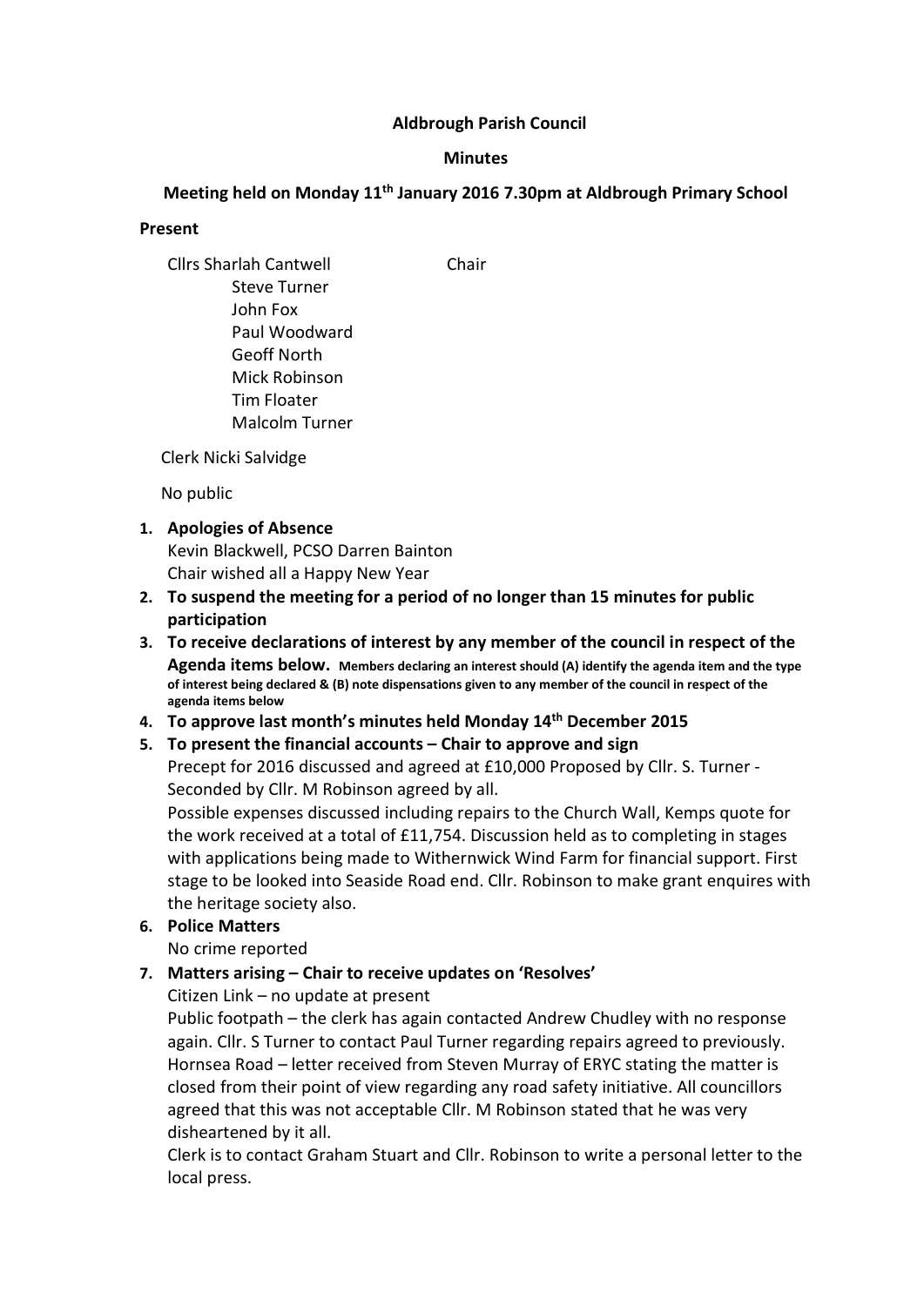**Aldbrough Parish Council**

**Minutes**

**Meeting held on Monday 11th January 2016 7.30pm at Aldbrough Primary School**

**Present**

Cllrs Sharlah Cantwell — Chair
Steve Turner
John Fox
Paul Woodward
Geoff North
Mick Robinson
Tim Floater
Malcolm Turner

Clerk Nicki Salvidge

No public

1. **Apologies of Absence**
   Kevin Blackwell, PCSO Darren Bainton
   Chair wished all a Happy New Year
2. **To suspend the meeting for a period of no longer than 15 minutes for public participation**
3. **To receive declarations of interest by any member of the council in respect of the Agenda items below.** **Members declaring an interest should (A) identify the agenda item and the type of interest being declared & (B) note dispensations given to any member of the council in respect of the agenda items below**
4. **To approve last month's minutes held Monday 14th December 2015**
5. **To present the financial accounts – Chair to approve and sign**
   Precept for 2016 discussed and agreed at £10,000 Proposed by Cllr. S. Turner - Seconded by Cllr. M Robinson agreed by all.
   Possible expenses discussed including repairs to the Church Wall, Kemps quote for the work received at a total of £11,754. Discussion held as to completing in stages with applications being made to Withernwick Wind Farm for financial support. First stage to be looked into Seaside Road end. Cllr. Robinson to make grant enquires with the heritage society also.
6. **Police Matters**
   No crime reported
7. **Matters arising – Chair to receive updates on 'Resolves'**
   Citizen Link – no update at present
   Public footpath – the clerk has again contacted Andrew Chudley with no response again. Cllr. S Turner to contact Paul Turner regarding repairs agreed to previously.
   Hornsea Road – letter received from Steven Murray of ERYC stating the matter is closed from their point of view regarding any road safety initiative. All councillors agreed that this was not acceptable Cllr. M Robinson stated that he was very disheartened by it all.
   Clerk is to contact Graham Stuart and Cllr. Robinson to write a personal letter to the local press.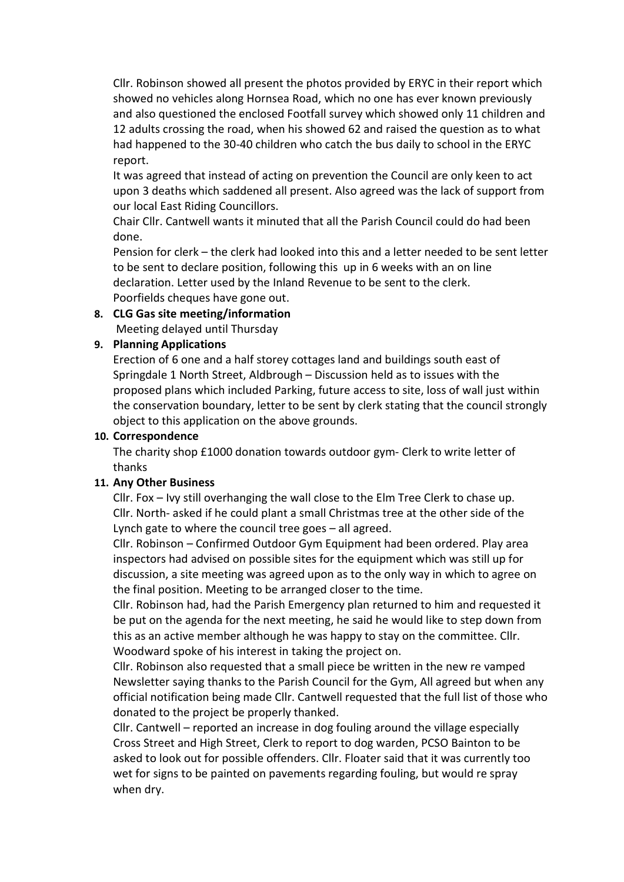Cllr. Robinson showed all present the photos provided by ERYC in their report which showed no vehicles along Hornsea Road, which no one has ever known previously and also questioned the enclosed Footfall survey which showed only 11 children and 12 adults crossing the road, when his showed 62 and raised the question as to what had happened to the 30-40 children who catch the bus daily to school in the ERYC report.

It was agreed that instead of acting on prevention the Council are only keen to act upon 3 deaths which saddened all present. Also agreed was the lack of support from our local East Riding Councillors.

Chair Cllr. Cantwell wants it minuted that all the Parish Council could do had been done.

Pension for clerk – the clerk had looked into this and a letter needed to be sent letter to be sent to declare position, following this up in 6 weeks with an on line declaration. Letter used by the Inland Revenue to be sent to the clerk.

Poorfields cheques have gone out.

8. **CLG Gas site meeting/information**

   Meeting delayed until Thursday

9. **Planning Applications**

   Erection of 6 one and a half storey cottages land and buildings south east of Springdale 1 North Street, Aldbrough – Discussion held as to issues with the proposed plans which included Parking, future access to site, loss of wall just within the conservation boundary, letter to be sent by clerk stating that the council strongly object to this application on the above grounds.

10. **Correspondence**

    The charity shop £1000 donation towards outdoor gym- Clerk to write letter of thanks

11. **Any Other Business**

    Cllr. Fox – Ivy still overhanging the wall close to the Elm Tree Clerk to chase up.

    Cllr. North- asked if he could plant a small Christmas tree at the other side of the Lynch gate to where the council tree goes – all agreed.

    Cllr. Robinson – Confirmed Outdoor Gym Equipment had been ordered. Play area inspectors had advised on possible sites for the equipment which was still up for discussion, a site meeting was agreed upon as to the only way in which to agree on the final position. Meeting to be arranged closer to the time.

    Cllr. Robinson had, had the Parish Emergency plan returned to him and requested it be put on the agenda for the next meeting, he said he would like to step down from this as an active member although he was happy to stay on the committee. Cllr. Woodward spoke of his interest in taking the project on.

    Cllr. Robinson also requested that a small piece be written in the new re vamped Newsletter saying thanks to the Parish Council for the Gym, All agreed but when any official notification being made Cllr. Cantwell requested that the full list of those who donated to the project be properly thanked.

    Cllr. Cantwell – reported an increase in dog fouling around the village especially Cross Street and High Street, Clerk to report to dog warden, PCSO Bainton to be asked to look out for possible offenders. Cllr. Floater said that it was currently too wet for signs to be painted on pavements regarding fouling, but would re spray when dry.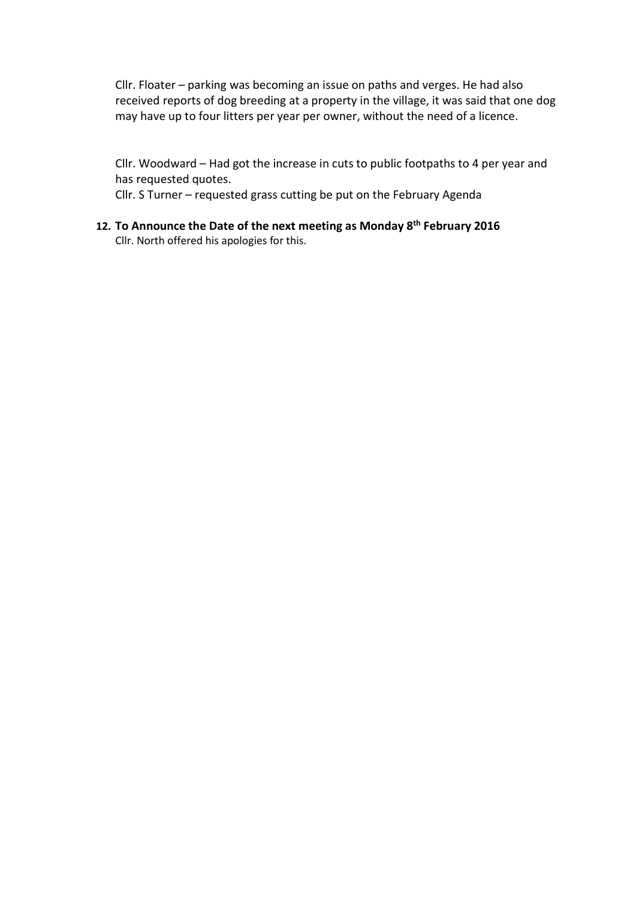Cllr. Floater – parking was becoming an issue on paths and verges. He had also received reports of dog breeding at a property in the village, it was said that one dog may have up to four litters per year per owner, without the need of a licence.

Cllr. Woodward – Had got the increase in cuts to public footpaths to 4 per year and has requested quotes.
Cllr. S Turner – requested grass cutting be put on the February Agenda

12. **To Announce the Date of the next meeting as Monday 8th February 2016**
    Cllr. North offered his apologies for this.